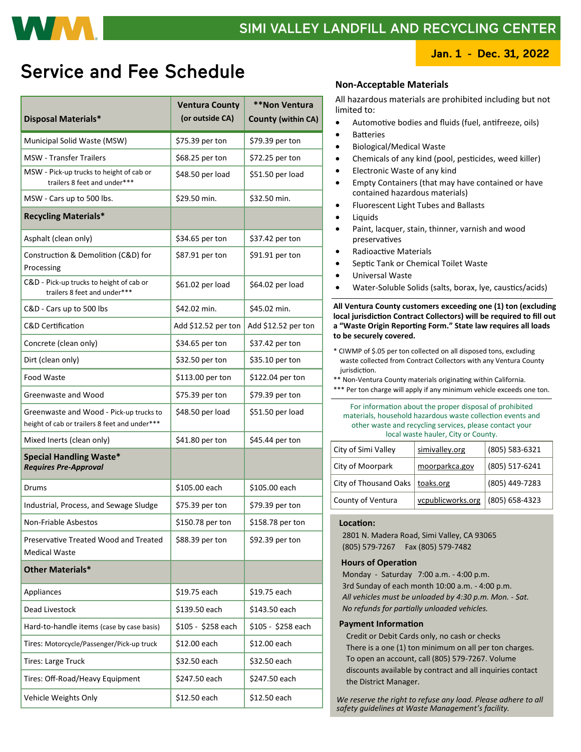# SIMI VALLEY LANDFILL AND RECYCLING CENTER

**Jan. 1 - Dec. 31, 2022**

# Service and Fee Schedule

| Disposal Materials* | Ventura County (or outside CA) | **Non Ventura County (within CA) |
|---|---|---|
| Municipal Solid Waste (MSW) | $75.39 per ton | $79.39 per ton |
| MSW - Transfer Trailers | $68.25 per ton | $72.25 per ton |
| MSW - Pick-up trucks to height of cab or trailers 8 feet and under*** | $48.50 per load | $51.50 per load |
| MSW - Cars up to 500 lbs. | $29.50 min. | $32.50 min. |
| **Recycling Materials*** | | |
| Asphalt (clean only) | $34.65 per ton | $37.42 per ton |
| Construction & Demolition (C&D) for Processing | $87.91 per ton | $91.91 per ton |
| C&D - Pick-up trucks to height of cab or trailers 8 feet and under*** | $61.02 per load | $64.02 per load |
| C&D - Cars up to 500 lbs | $42.02 min. | $45.02 min. |
| C&D Certification | Add $12.52 per ton | Add $12.52 per ton |
| Concrete (clean only) | $34.65 per ton | $37.42 per ton |
| Dirt (clean only) | $32.50 per ton | $35.10 per ton |
| Food Waste | $113.00 per ton | $122.04 per ton |
| Greenwaste and Wood | $75.39 per ton | $79.39 per ton |
| Greenwaste and Wood - Pick-up trucks to height of cab or trailers 8 feet and under*** | $48.50 per load | $51.50 per load |
| Mixed Inerts (clean only) | $41.80 per ton | $45.44 per ton |
| **Special Handling Waste*** ***Requires Pre-Approval*** | | |
| Drums | $105.00 each | $105.00 each |
| Industrial, Process, and Sewage Sludge | $75.39 per ton | $79.39 per ton |
| Non-Friable Asbestos | $150.78 per ton | $158.78 per ton |
| Preservative Treated Wood and Treated Medical Waste | $88.39 per ton | $92.39 per ton |
| **Other Materials*** | | |
| Appliances | $19.75 each | $19.75 each |
| Dead Livestock | $139.50 each | $143.50 each |
| Hard-to-handle items (case by case basis) | $105 - $258 each | $105 - $258 each |
| Tires: Motorcycle/Passenger/Pick-up truck | $12.00 each | $12.00 each |
| Tires: Large Truck | $32.50 each | $32.50 each |
| Tires: Off-Road/Heavy Equipment | $247.50 each | $247.50 each |
| Vehicle Weights Only | $12.50 each | $12.50 each |

## Non-Acceptable Materials

All hazardous materials are prohibited including but not limited to:

- Automotive bodies and fluids (fuel, antifreeze, oils)
- Batteries
- Biological/Medical Waste
- Chemicals of any kind (pool, pesticides, weed killer)
- Electronic Waste of any kind
- Empty Containers (that may have contained or have contained hazardous materials)
- Fluorescent Light Tubes and Ballasts
- Liquids
- Paint, lacquer, stain, thinner, varnish and wood preservatives
- Radioactive Materials
- Septic Tank or Chemical Toilet Waste
- Universal Waste
- Water-Soluble Solids (salts, borax, lye, caustics/acids)

**All Ventura County customers exceeding one (1) ton (excluding local jurisdiction Contract Collectors) will be required to fill out a "Waste Origin Reporting Form." State law requires all loads to be securely covered.**

\* CIWMP of $.05 per ton collected on all disposed tons, excluding waste collected from Contract Collectors with any Ventura County jurisdiction.

** Non-Ventura County materials originating within California.

*** Per ton charge will apply if any minimum vehicle exceeds one ton.

For information about the proper disposal of prohibited materials, household hazardous waste collection events and other waste and recycling services, please contact your local waste hauler, City or County.

| | | |
|---|---|---|
| City of Simi Valley | simivalley.org | (805) 583-6321 |
| City of Moorpark | moorparkca.gov | (805) 517-6241 |
| City of Thousand Oaks | toaks.org | (805) 449-7283 |
| County of Ventura | vcpublicworks.org | (805) 658-4323 |

### Location:

2801 N. Madera Road, Simi Valley, CA 93065
(805) 579-7267 Fax (805) 579-7482

### Hours of Operation

Monday - Saturday 7:00 a.m. - 4:00 p.m.
3rd Sunday of each month 10:00 a.m. - 4:00 p.m.
*All vehicles must be unloaded by 4:30 p.m. Mon. - Sat.*
*No refunds for partially unloaded vehicles.*

### Payment Information

Credit or Debit Cards only, no cash or checks
There is a one (1) ton minimum on all per ton charges.
To open an account, call (805) 579-7267. Volume discounts available by contract and all inquiries contact the District Manager.

*We reserve the right to refuse any load. Please adhere to all safety guidelines at Waste Management's facility.*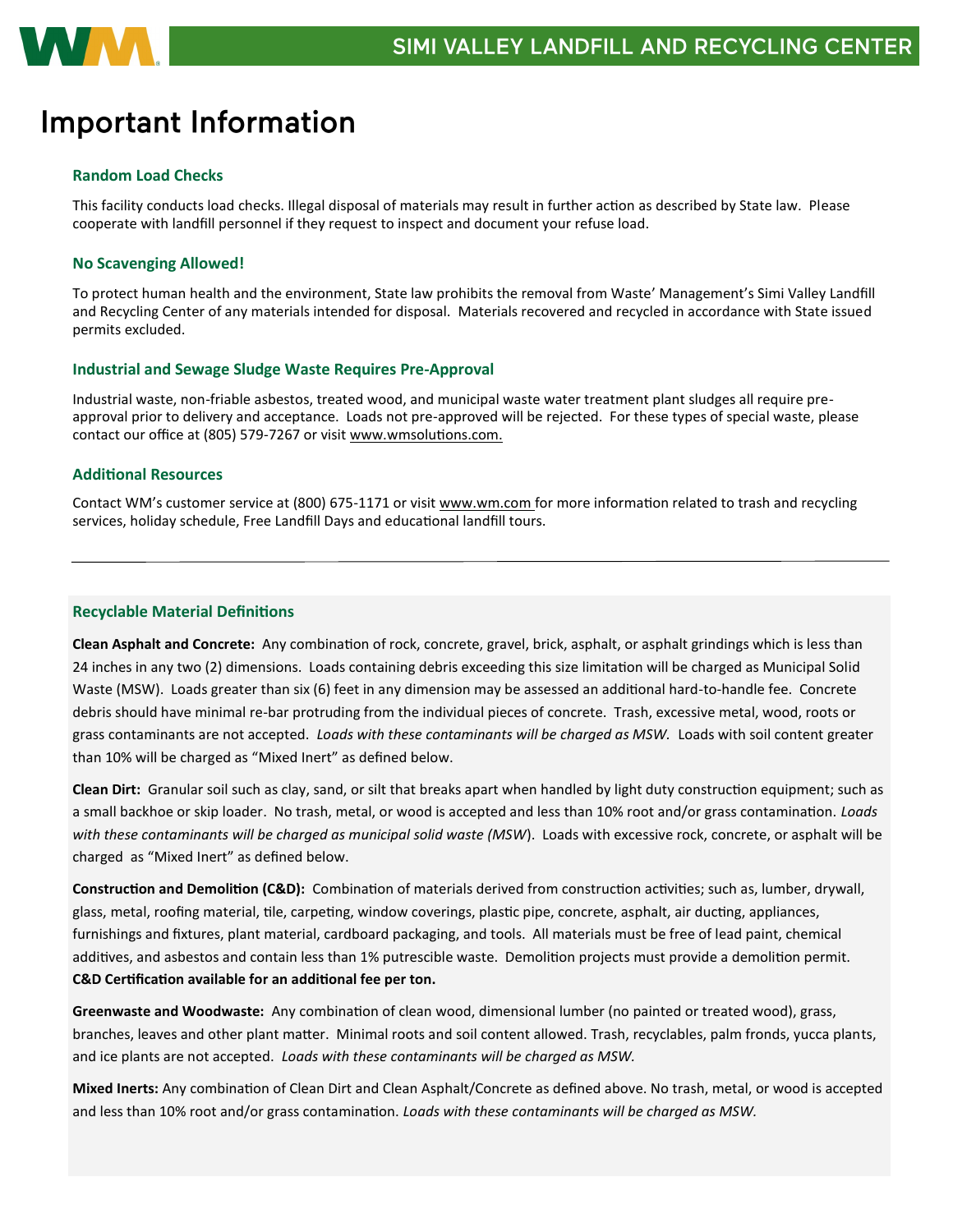# SIMI VALLEY LANDFILL AND RECYCLING CENTER

# Important Information

### Random Load Checks

This facility conducts load checks. Illegal disposal of materials may result in further action as described by State law. Please cooperate with landfill personnel if they request to inspect and document your refuse load.

### No Scavenging Allowed!

To protect human health and the environment, State law prohibits the removal from Waste' Management's Simi Valley Landfill and Recycling Center of any materials intended for disposal. Materials recovered and recycled in accordance with State issued permits excluded.

### Industrial and Sewage Sludge Waste Requires Pre-Approval

Industrial waste, non-friable asbestos, treated wood, and municipal waste water treatment plant sludges all require pre-approval prior to delivery and acceptance. Loads not pre-approved will be rejected. For these types of special waste, please contact our office at (805) 579-7267 or visit www.wmsolutions.com.

### Additional Resources

Contact WM's customer service at (800) 675-1171 or visit www.wm.com for more information related to trash and recycling services, holiday schedule, Free Landfill Days and educational landfill tours.

---

### Recyclable Material Definitions

**Clean Asphalt and Concrete:** Any combination of rock, concrete, gravel, brick, asphalt, or asphalt grindings which is less than 24 inches in any two (2) dimensions. Loads containing debris exceeding this size limitation will be charged as Municipal Solid Waste (MSW). Loads greater than six (6) feet in any dimension may be assessed an additional hard-to-handle fee. Concrete debris should have minimal re-bar protruding from the individual pieces of concrete. Trash, excessive metal, wood, roots or grass contaminants are not accepted. *Loads with these contaminants will be charged as MSW.* Loads with soil content greater than 10% will be charged as "Mixed Inert" as defined below.

**Clean Dirt:** Granular soil such as clay, sand, or silt that breaks apart when handled by light duty construction equipment; such as a small backhoe or skip loader. No trash, metal, or wood is accepted and less than 10% root and/or grass contamination. *Loads with these contaminants will be charged as municipal solid waste (MSW*). Loads with excessive rock, concrete, or asphalt will be charged as "Mixed Inert" as defined below.

**Construction and Demolition (C&D):** Combination of materials derived from construction activities; such as, lumber, drywall, glass, metal, roofing material, tile, carpeting, window coverings, plastic pipe, concrete, asphalt, air ducting, appliances, furnishings and fixtures, plant material, cardboard packaging, and tools. All materials must be free of lead paint, chemical additives, and asbestos and contain less than 1% putrescible waste. Demolition projects must provide a demolition permit. **C&D Certification available for an additional fee per ton.**

**Greenwaste and Woodwaste:** Any combination of clean wood, dimensional lumber (no painted or treated wood), grass, branches, leaves and other plant matter. Minimal roots and soil content allowed. Trash, recyclables, palm fronds, yucca plants, and ice plants are not accepted. *Loads with these contaminants will be charged as MSW.*

**Mixed Inerts:** Any combination of Clean Dirt and Clean Asphalt/Concrete as defined above. No trash, metal, or wood is accepted and less than 10% root and/or grass contamination. *Loads with these contaminants will be charged as MSW.*